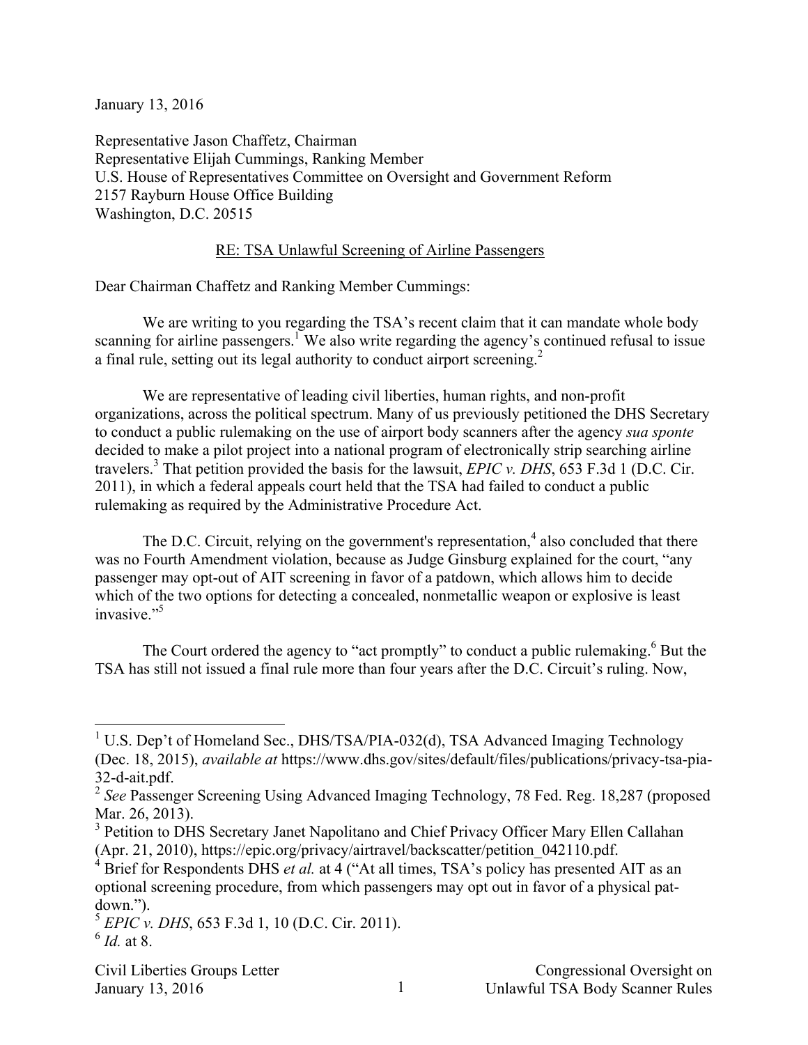January 13, 2016

Representative Jason Chaffetz, Chairman
Representative Elijah Cummings, Ranking Member
U.S. House of Representatives Committee on Oversight and Government Reform
2157 Rayburn House Office Building
Washington, D.C. 20515

RE: TSA Unlawful Screening of Airline Passengers

Dear Chairman Chaffetz and Ranking Member Cummings:

We are writing to you regarding the TSA's recent claim that it can mandate whole body scanning for airline passengers.[1] We also write regarding the agency's continued refusal to issue a final rule, setting out its legal authority to conduct airport screening.[2]

We are representative of leading civil liberties, human rights, and non-profit organizations, across the political spectrum. Many of us previously petitioned the DHS Secretary to conduct a public rulemaking on the use of airport body scanners after the agency *sua sponte* decided to make a pilot project into a national program of electronically strip searching airline travelers.[3] That petition provided the basis for the lawsuit, *EPIC v. DHS*, 653 F.3d 1 (D.C. Cir. 2011), in which a federal appeals court held that the TSA had failed to conduct a public rulemaking as required by the Administrative Procedure Act.

The D.C. Circuit, relying on the government's representation,[4] also concluded that there was no Fourth Amendment violation, because as Judge Ginsburg explained for the court, "any passenger may opt-out of AIT screening in favor of a patdown, which allows him to decide which of the two options for detecting a concealed, nonmetallic weapon or explosive is least invasive."[5]

The Court ordered the agency to "act promptly" to conduct a public rulemaking.[6] But the TSA has still not issued a final rule more than four years after the D.C. Circuit's ruling. Now,

---

[1] U.S. Dep't of Homeland Sec., DHS/TSA/PIA-032(d), TSA Advanced Imaging Technology (Dec. 18, 2015), *available at* https://www.dhs.gov/sites/default/files/publications/privacy-tsa-pia-32-d-ait.pdf.

[2] *See* Passenger Screening Using Advanced Imaging Technology, 78 Fed. Reg. 18,287 (proposed Mar. 26, 2013).

[3] Petition to DHS Secretary Janet Napolitano and Chief Privacy Officer Mary Ellen Callahan (Apr. 21, 2010), https://epic.org/privacy/airtravel/backscatter/petition_042110.pdf.

[4] Brief for Respondents DHS *et al.* at 4 ("At all times, TSA's policy has presented AIT as an optional screening procedure, from which passengers may opt out in favor of a physical pat-down.").

[5] *EPIC v. DHS*, 653 F.3d 1, 10 (D.C. Cir. 2011).

[6] *Id.* at 8.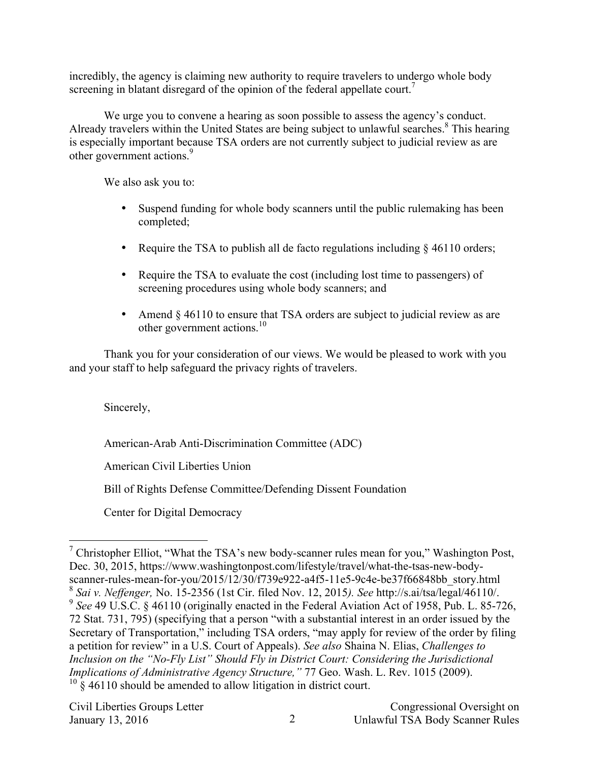incredibly, the agency is claiming new authority to require travelers to undergo whole body screening in blatant disregard of the opinion of the federal appellate court.[7]

We urge you to convene a hearing as soon possible to assess the agency's conduct. Already travelers within the United States are being subject to unlawful searches.[8] This hearing is especially important because TSA orders are not currently subject to judicial review as are other government actions.[9]

We also ask you to:

- Suspend funding for whole body scanners until the public rulemaking has been completed;
- Require the TSA to publish all de facto regulations including § 46110 orders;
- Require the TSA to evaluate the cost (including lost time to passengers) of screening procedures using whole body scanners; and
- Amend § 46110 to ensure that TSA orders are subject to judicial review as are other government actions.[10]

Thank you for your consideration of our views. We would be pleased to work with you and your staff to help safeguard the privacy rights of travelers.

Sincerely,

American-Arab Anti-Discrimination Committee (ADC)

American Civil Liberties Union

Bill of Rights Defense Committee/Defending Dissent Foundation

Center for Digital Democracy

---

[7] Christopher Elliot, "What the TSA's new body-scanner rules mean for you," Washington Post, Dec. 30, 2015, https://www.washingtonpost.com/lifestyle/travel/what-the-tsas-new-body-scanner-rules-mean-for-you/2015/12/30/f739e922-a4f5-11e5-9c4e-be37f66848bb_story.html

[8] *Sai v. Neffenger,* No. 15-2356 (1st Cir. filed Nov. 12, 2015*). See* http://s.ai/tsa/legal/46110/.

[9] *See* 49 U.S.C. § 46110 (originally enacted in the Federal Aviation Act of 1958, Pub. L. 85-726, 72 Stat. 731, 795) (specifying that a person "with a substantial interest in an order issued by the Secretary of Transportation," including TSA orders, "may apply for review of the order by filing a petition for review" in a U.S. Court of Appeals). *See also* Shaina N. Elias, *Challenges to Inclusion on the "No-Fly List" Should Fly in District Court: Considering the Jurisdictional Implications of Administrative Agency Structure,"* 77 Geo. Wash. L. Rev. 1015 (2009).

[10] § 46110 should be amended to allow litigation in district court.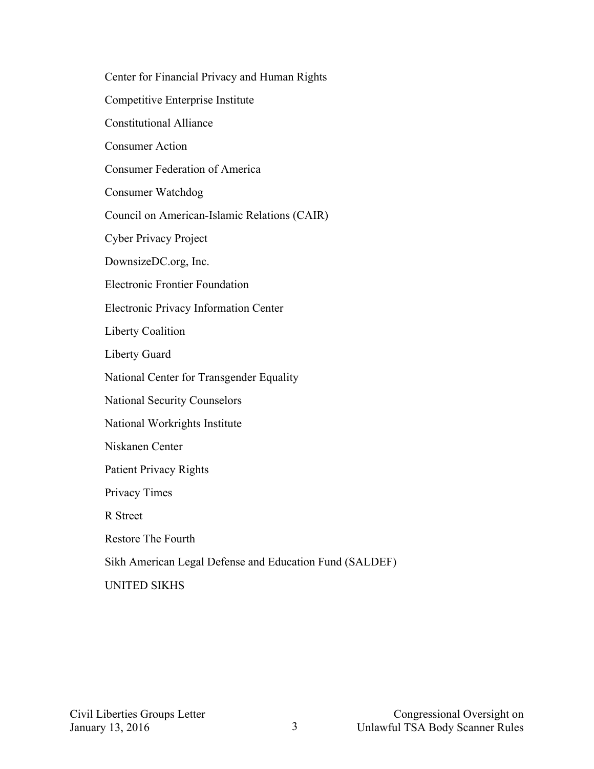Center for Financial Privacy and Human Rights

Competitive Enterprise Institute

Constitutional Alliance

Consumer Action

Consumer Federation of America

Consumer Watchdog

Council on American-Islamic Relations (CAIR)

Cyber Privacy Project

DownsizeDC.org, Inc.

Electronic Frontier Foundation

Electronic Privacy Information Center

Liberty Coalition

Liberty Guard

National Center for Transgender Equality

National Security Counselors

National Workrights Institute

Niskanen Center

Patient Privacy Rights

Privacy Times

R Street

Restore The Fourth

Sikh American Legal Defense and Education Fund (SALDEF)

UNITED SIKHS